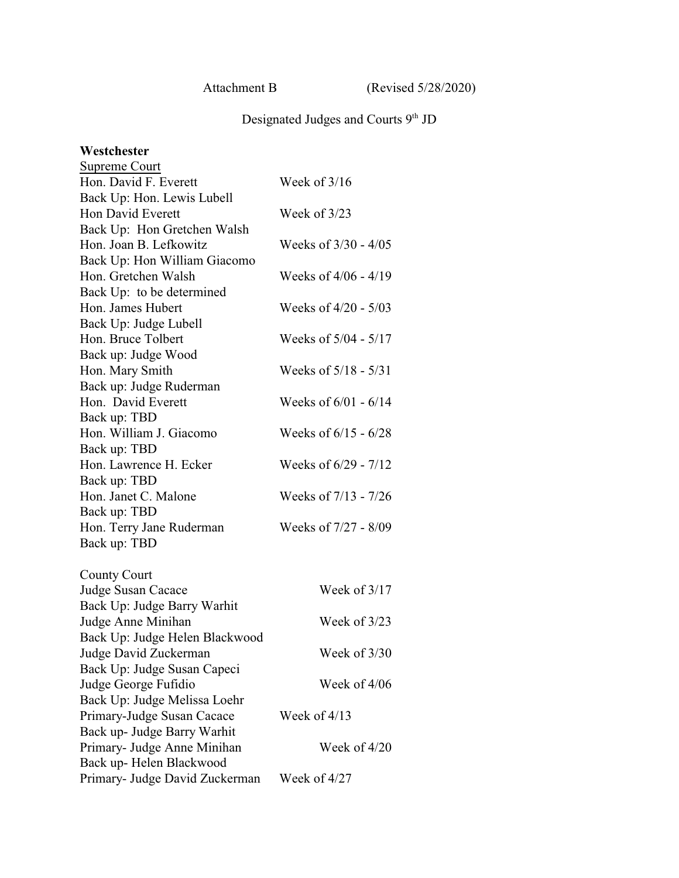Attachment B (Revised 5/28/2020)

Designated Judges and Courts 9th JD

**Westchester**

Supreme Court

| | |
|---|---|
| Hon. David F. Everett | Week of 3/16 |
| Back Up: Hon. Lewis Lubell | |
| Hon David Everett | Week of 3/23 |
| Back Up: Hon Gretchen Walsh | |
| Hon. Joan B. Lefkowitz | Weeks of 3/30 - 4/05 |
| Back Up: Hon William Giacomo | |
| Hon. Gretchen Walsh | Weeks of 4/06 - 4/19 |
| Back Up: to be determined | |
| Hon. James Hubert | Weeks of 4/20 - 5/03 |
| Back Up: Judge Lubell | |
| Hon. Bruce Tolbert | Weeks of 5/04 - 5/17 |
| Back up: Judge Wood | |
| Hon. Mary Smith | Weeks of 5/18 - 5/31 |
| Back up: Judge Ruderman | |
| Hon. David Everett | Weeks of 6/01 - 6/14 |
| Back up: TBD | |
| Hon. William J. Giacomo | Weeks of 6/15 - 6/28 |
| Back up: TBD | |
| Hon. Lawrence H. Ecker | Weeks of 6/29 - 7/12 |
| Back up: TBD | |
| Hon. Janet C. Malone | Weeks of 7/13 - 7/26 |
| Back up: TBD | |
| Hon. Terry Jane Ruderman | Weeks of 7/27 - 8/09 |
| Back up: TBD | |

County Court

| | |
|---|---|
| Judge Susan Cacace | Week of 3/17 |
| Back Up: Judge Barry Warhit | |
| Judge Anne Minihan | Week of 3/23 |
| Back Up: Judge Helen Blackwood | |
| Judge David Zuckerman | Week of 3/30 |
| Back Up: Judge Susan Capeci | |
| Judge George Fufidio | Week of 4/06 |
| Back Up: Judge Melissa Loehr | |
| Primary-Judge Susan Cacace | Week of 4/13 |
| Back up- Judge Barry Warhit | |
| Primary- Judge Anne Minihan | Week of 4/20 |
| Back up- Helen Blackwood | |
| Primary- Judge David Zuckerman | Week of 4/27 |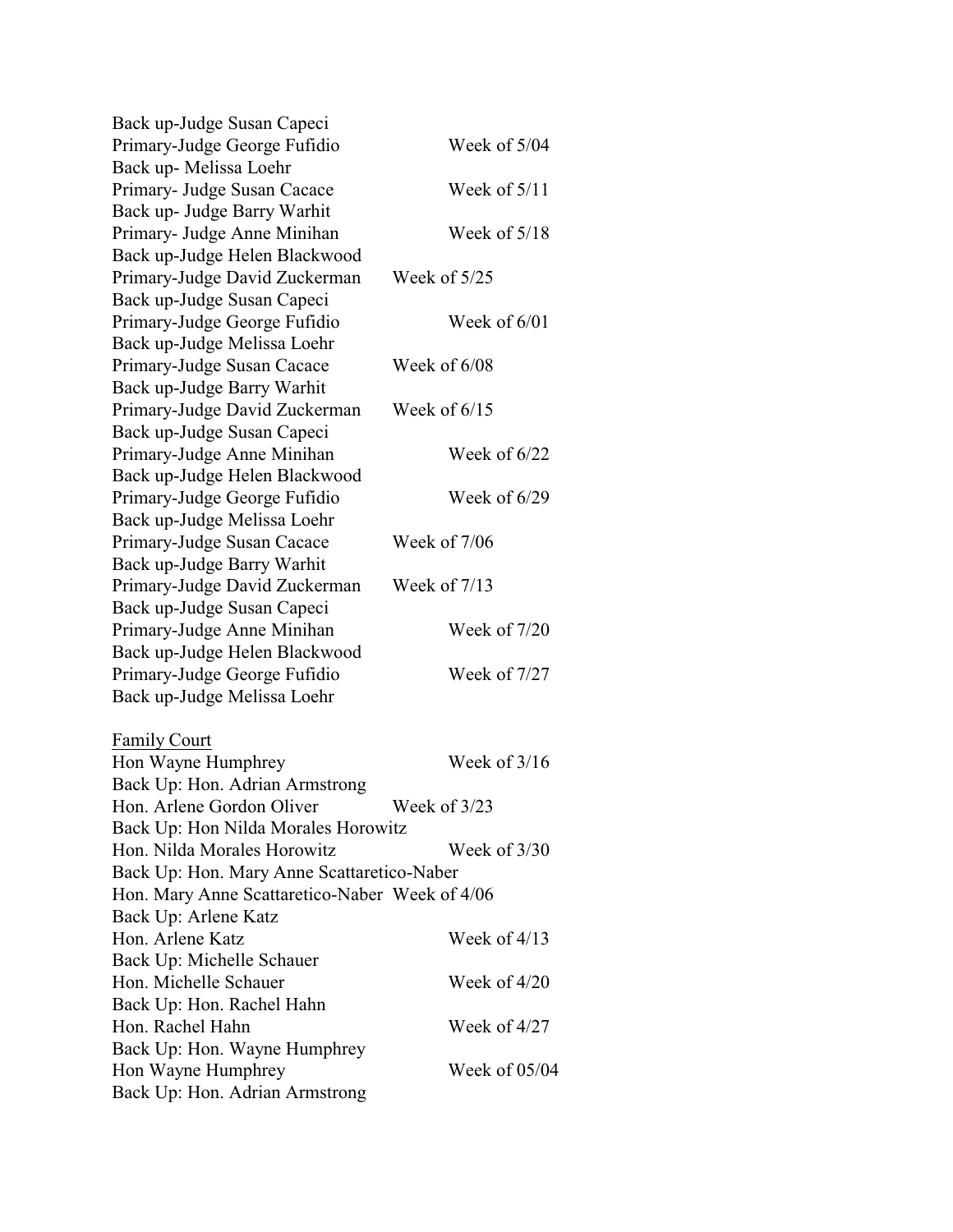Back up-Judge Susan Capeci
Primary-Judge George Fufidio Week of 5/04
Back up- Melissa Loehr
Primary- Judge Susan Cacace Week of 5/11
Back up- Judge Barry Warhit
Primary- Judge Anne Minihan Week of 5/18
Back up-Judge Helen Blackwood
Primary-Judge David Zuckerman Week of 5/25
Back up-Judge Susan Capeci
Primary-Judge George Fufidio Week of 6/01
Back up-Judge Melissa Loehr
Primary-Judge Susan Cacace Week of 6/08
Back up-Judge Barry Warhit
Primary-Judge David Zuckerman Week of 6/15
Back up-Judge Susan Capeci
Primary-Judge Anne Minihan Week of 6/22
Back up-Judge Helen Blackwood
Primary-Judge George Fufidio Week of 6/29
Back up-Judge Melissa Loehr
Primary-Judge Susan Cacace Week of 7/06
Back up-Judge Barry Warhit
Primary-Judge David Zuckerman Week of 7/13
Back up-Judge Susan Capeci
Primary-Judge Anne Minihan Week of 7/20
Back up-Judge Helen Blackwood
Primary-Judge George Fufidio Week of 7/27
Back up-Judge Melissa Loehr

<u>Family Court</u>
Hon Wayne Humphrey Week of 3/16
Back Up: Hon. Adrian Armstrong
Hon. Arlene Gordon Oliver Week of 3/23
Back Up: Hon Nilda Morales Horowitz
Hon. Nilda Morales Horowitz Week of 3/30
Back Up: Hon. Mary Anne Scattaretico-Naber
Hon. Mary Anne Scattaretico-Naber Week of 4/06
Back Up: Arlene Katz
Hon. Arlene Katz Week of 4/13
Back Up: Michelle Schauer
Hon. Michelle Schauer Week of 4/20
Back Up: Hon. Rachel Hahn
Hon. Rachel Hahn Week of 4/27
Back Up: Hon. Wayne Humphrey
Hon Wayne Humphrey Week of 05/04
Back Up: Hon. Adrian Armstrong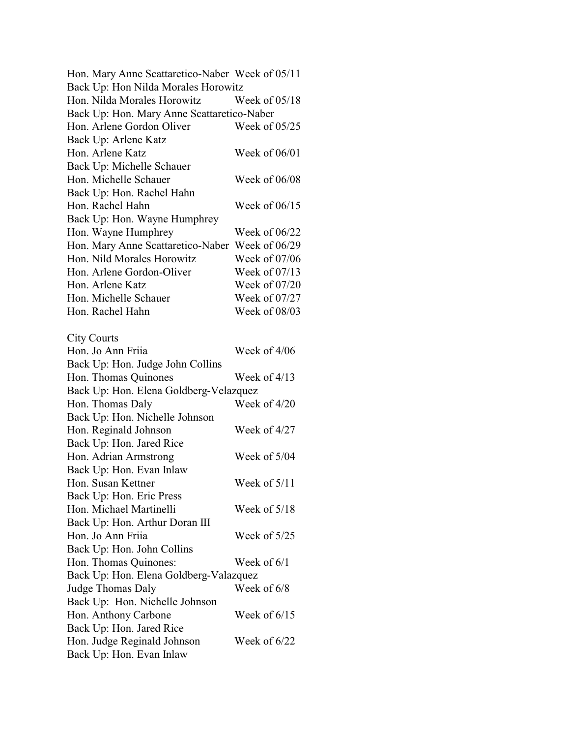Hon. Mary Anne Scattaretico-Naber Week of 05/11
Back Up: Hon Nilda Morales Horowitz
Hon. Nilda Morales Horowitz Week of 05/18
Back Up: Hon. Mary Anne Scattaretico-Naber
Hon. Arlene Gordon Oliver Week of 05/25
Back Up: Arlene Katz
Hon. Arlene Katz Week of 06/01
Back Up: Michelle Schauer
Hon. Michelle Schauer Week of 06/08
Back Up: Hon. Rachel Hahn
Hon. Rachel Hahn Week of 06/15
Back Up: Hon. Wayne Humphrey
Hon. Wayne Humphrey Week of 06/22
Hon. Mary Anne Scattaretico-Naber Week of 06/29
Hon. Nild Morales Horowitz Week of 07/06
Hon. Arlene Gordon-Oliver Week of 07/13
Hon. Arlene Katz Week of 07/20
Hon. Michelle Schauer Week of 07/27
Hon. Rachel Hahn Week of 08/03

City Courts
Hon. Jo Ann Friia Week of 4/06
Back Up: Hon. Judge John Collins
Hon. Thomas Quinones Week of 4/13
Back Up: Hon. Elena Goldberg-Velazquez
Hon. Thomas Daly Week of 4/20
Back Up: Hon. Nichelle Johnson
Hon. Reginald Johnson Week of 4/27
Back Up: Hon. Jared Rice
Hon. Adrian Armstrong Week of 5/04
Back Up: Hon. Evan Inlaw
Hon. Susan Kettner Week of 5/11
Back Up: Hon. Eric Press
Hon. Michael Martinelli Week of 5/18
Back Up: Hon. Arthur Doran III
Hon. Jo Ann Friia Week of 5/25
Back Up: Hon. John Collins
Hon. Thomas Quinones: Week of 6/1
Back Up: Hon. Elena Goldberg-Valazquez
Judge Thomas Daly Week of 6/8
Back Up: Hon. Nichelle Johnson
Hon. Anthony Carbone Week of 6/15
Back Up: Hon. Jared Rice
Hon. Judge Reginald Johnson Week of 6/22
Back Up: Hon. Evan Inlaw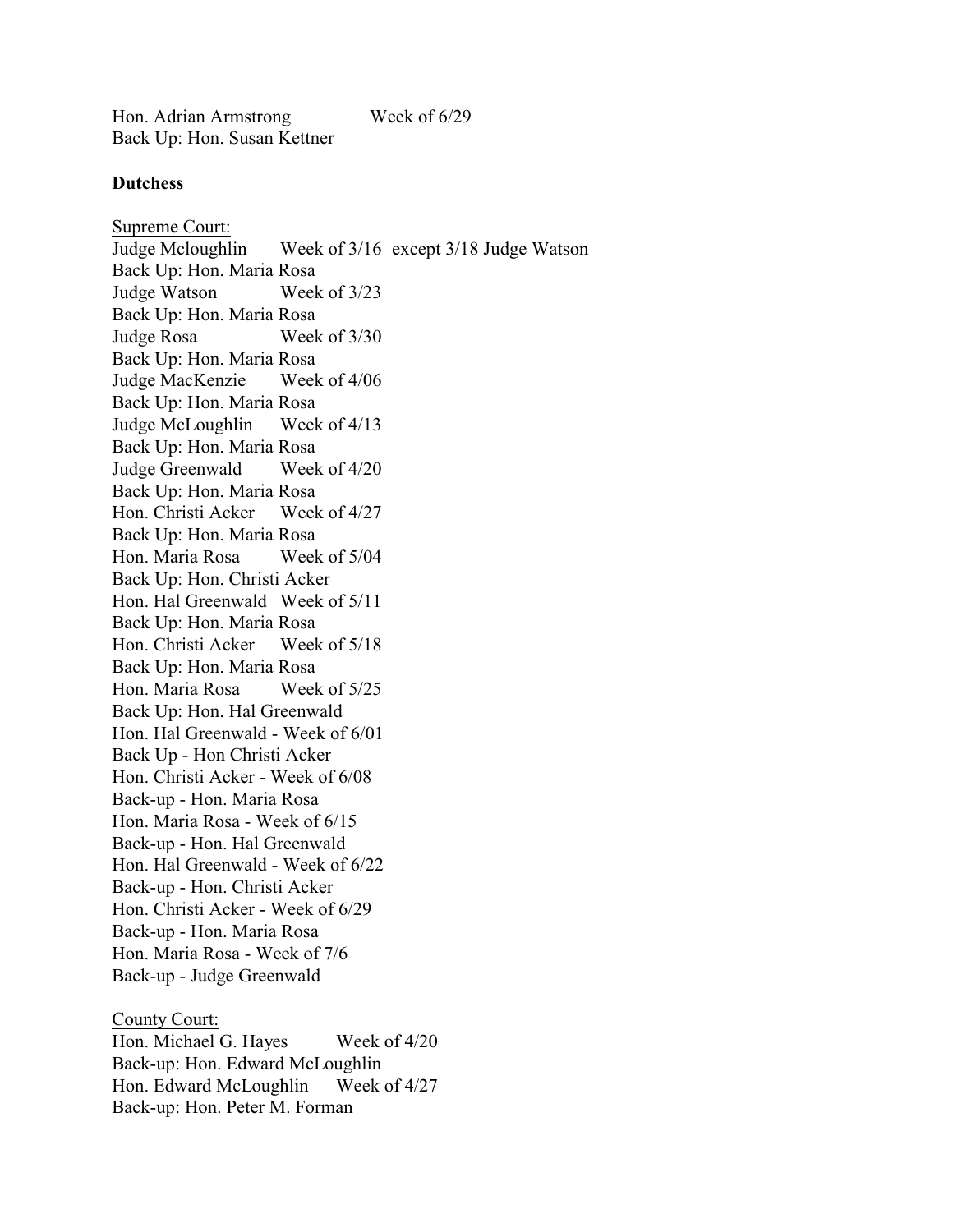Hon. Adrian Armstrong Week of 6/29
Back Up: Hon. Susan Kettner

**Dutchess**

Supreme Court:
Judge Mcloughlin Week of 3/16 except 3/18 Judge Watson
Back Up: Hon. Maria Rosa
Judge Watson Week of 3/23
Back Up: Hon. Maria Rosa
Judge Rosa Week of 3/30
Back Up: Hon. Maria Rosa
Judge MacKenzie Week of 4/06
Back Up: Hon. Maria Rosa
Judge McLoughlin Week of 4/13
Back Up: Hon. Maria Rosa
Judge Greenwald Week of 4/20
Back Up: Hon. Maria Rosa
Hon. Christi Acker Week of 4/27
Back Up: Hon. Maria Rosa
Hon. Maria Rosa Week of 5/04
Back Up: Hon. Christi Acker
Hon. Hal Greenwald Week of 5/11
Back Up: Hon. Maria Rosa
Hon. Christi Acker Week of 5/18
Back Up: Hon. Maria Rosa
Hon. Maria Rosa Week of 5/25
Back Up: Hon. Hal Greenwald
Hon. Hal Greenwald - Week of 6/01
Back Up - Hon Christi Acker
Hon. Christi Acker - Week of 6/08
Back-up - Hon. Maria Rosa
Hon. Maria Rosa - Week of 6/15
Back-up - Hon. Hal Greenwald
Hon. Hal Greenwald - Week of 6/22
Back-up - Hon. Christi Acker
Hon. Christi Acker - Week of 6/29
Back-up - Hon. Maria Rosa
Hon. Maria Rosa - Week of 7/6
Back-up - Judge Greenwald

County Court:
Hon. Michael G. Hayes Week of 4/20
Back-up: Hon. Edward McLoughlin
Hon. Edward McLoughlin Week of 4/27
Back-up: Hon. Peter M. Forman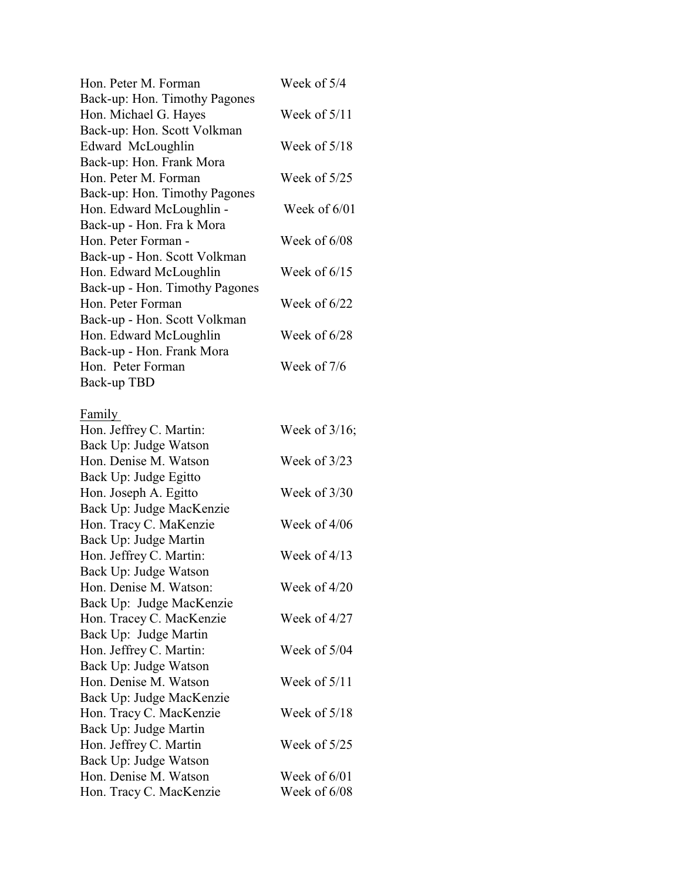Hon. Peter M. Forman Week of 5/4
Back-up: Hon. Timothy Pagones
Hon. Michael G. Hayes Week of 5/11
Back-up: Hon. Scott Volkman
Edward McLoughlin Week of 5/18
Back-up: Hon. Frank Mora
Hon. Peter M. Forman Week of 5/25
Back-up: Hon. Timothy Pagones
Hon. Edward McLoughlin - Week of 6/01
Back-up - Hon. Fra k Mora
Hon. Peter Forman - Week of 6/08
Back-up - Hon. Scott Volkman
Hon. Edward McLoughlin Week of 6/15
Back-up - Hon. Timothy Pagones
Hon. Peter Forman Week of 6/22
Back-up - Hon. Scott Volkman
Hon. Edward McLoughlin Week of 6/28
Back-up - Hon. Frank Mora
Hon. Peter Forman Week of 7/6
Back-up TBD

Family

Hon. Jeffrey C. Martin: Week of 3/16;
Back Up: Judge Watson
Hon. Denise M. Watson Week of 3/23
Back Up: Judge Egitto
Hon. Joseph A. Egitto Week of 3/30
Back Up: Judge MacKenzie
Hon. Tracy C. MaKenzie Week of 4/06
Back Up: Judge Martin
Hon. Jeffrey C. Martin: Week of 4/13
Back Up: Judge Watson
Hon. Denise M. Watson: Week of 4/20
Back Up: Judge MacKenzie
Hon. Tracey C. MacKenzie Week of 4/27
Back Up: Judge Martin
Hon. Jeffrey C. Martin: Week of 5/04
Back Up: Judge Watson
Hon. Denise M. Watson Week of 5/11
Back Up: Judge MacKenzie
Hon. Tracy C. MacKenzie Week of 5/18
Back Up: Judge Martin
Hon. Jeffrey C. Martin Week of 5/25
Back Up: Judge Watson
Hon. Denise M. Watson Week of 6/01
Hon. Tracy C. MacKenzie Week of 6/08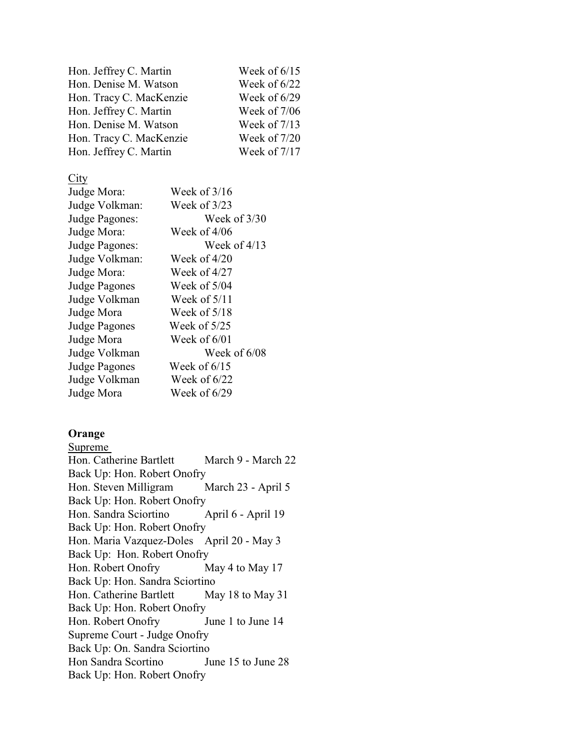Hon. Jeffrey C. Martin Week of 6/15
Hon. Denise M. Watson Week of 6/22
Hon. Tracy C. MacKenzie Week of 6/29
Hon. Jeffrey C. Martin Week of 7/06
Hon. Denise M. Watson Week of 7/13
Hon. Tracy C. MacKenzie Week of 7/20
Hon. Jeffrey C. Martin Week of 7/17

City

Judge Mora: Week of 3/16
Judge Volkman: Week of 3/23
Judge Pagones: Week of 3/30
Judge Mora: Week of 4/06
Judge Pagones: Week of 4/13
Judge Volkman: Week of 4/20
Judge Mora: Week of 4/27
Judge Pagones Week of 5/04
Judge Volkman Week of 5/11
Judge Mora Week of 5/18
Judge Pagones Week of 5/25
Judge Mora Week of 6/01
Judge Volkman Week of 6/08
Judge Pagones Week of 6/15
Judge Volkman Week of 6/22
Judge Mora Week of 6/29

**Orange**

Supreme

Hon. Catherine Bartlett March 9 - March 22
Back Up: Hon. Robert Onofry
Hon. Steven Milligram March 23 - April 5
Back Up: Hon. Robert Onofry
Hon. Sandra Sciortino April 6 - April 19
Back Up: Hon. Robert Onofry
Hon. Maria Vazquez-Doles April 20 - May 3
Back Up: Hon. Robert Onofry
Hon. Robert Onofry May 4 to May 17
Back Up: Hon. Sandra Sciortino
Hon. Catherine Bartlett May 18 to May 31
Back Up: Hon. Robert Onofry
Hon. Robert Onofry June 1 to June 14
Supreme Court - Judge Onofry
Back Up: On. Sandra Sciortino
Hon Sandra Scortino June 15 to June 28
Back Up: Hon. Robert Onofry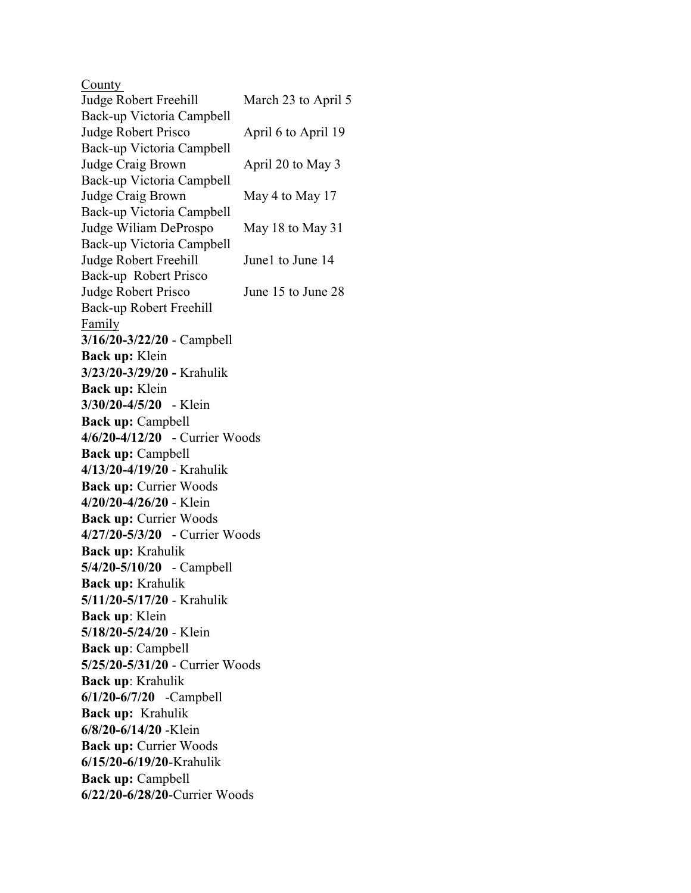County

Judge Robert Freehill March 23 to April 5
Back-up Victoria Campbell
Judge Robert Prisco April 6 to April 19
Back-up Victoria Campbell
Judge Craig Brown April 20 to May 3
Back-up Victoria Campbell
Judge Craig Brown May 4 to May 17
Back-up Victoria Campbell
Judge Wiliam DeProspo May 18 to May 31
Back-up Victoria Campbell
Judge Robert Freehill June1 to June 14
Back-up Robert Prisco
Judge Robert Prisco June 15 to June 28
Back-up Robert Freehill

Family

**3/16/20-3/22/20** - Campbell
**Back up:** Klein
**3/23/20-3/29/20 -** Krahulik
**Back up:** Klein
**3/30/20-4/5/20** - Klein
**Back up:** Campbell
**4/6/20-4/12/20** - Currier Woods
**Back up:** Campbell
**4/13/20-4/19/20** - Krahulik
**Back up:** Currier Woods
**4/20/20-4/26/20** - Klein
**Back up:** Currier Woods
**4/27/20-5/3/20** - Currier Woods
**Back up:** Krahulik
**5/4/20-5/10/20** - Campbell
**Back up:** Krahulik
**5/11/20-5/17/20** - Krahulik
**Back up**: Klein
**5/18/20-5/24/20** - Klein
**Back up**: Campbell
**5/25/20-5/31/20** - Currier Woods
**Back up**: Krahulik
**6/1/20-6/7/20** -Campbell
**Back up:** Krahulik
**6/8/20-6/14/20** -Klein
**Back up:** Currier Woods
**6/15/20-6/19/20**-Krahulik
**Back up:** Campbell
**6/22/20-6/28/20**-Currier Woods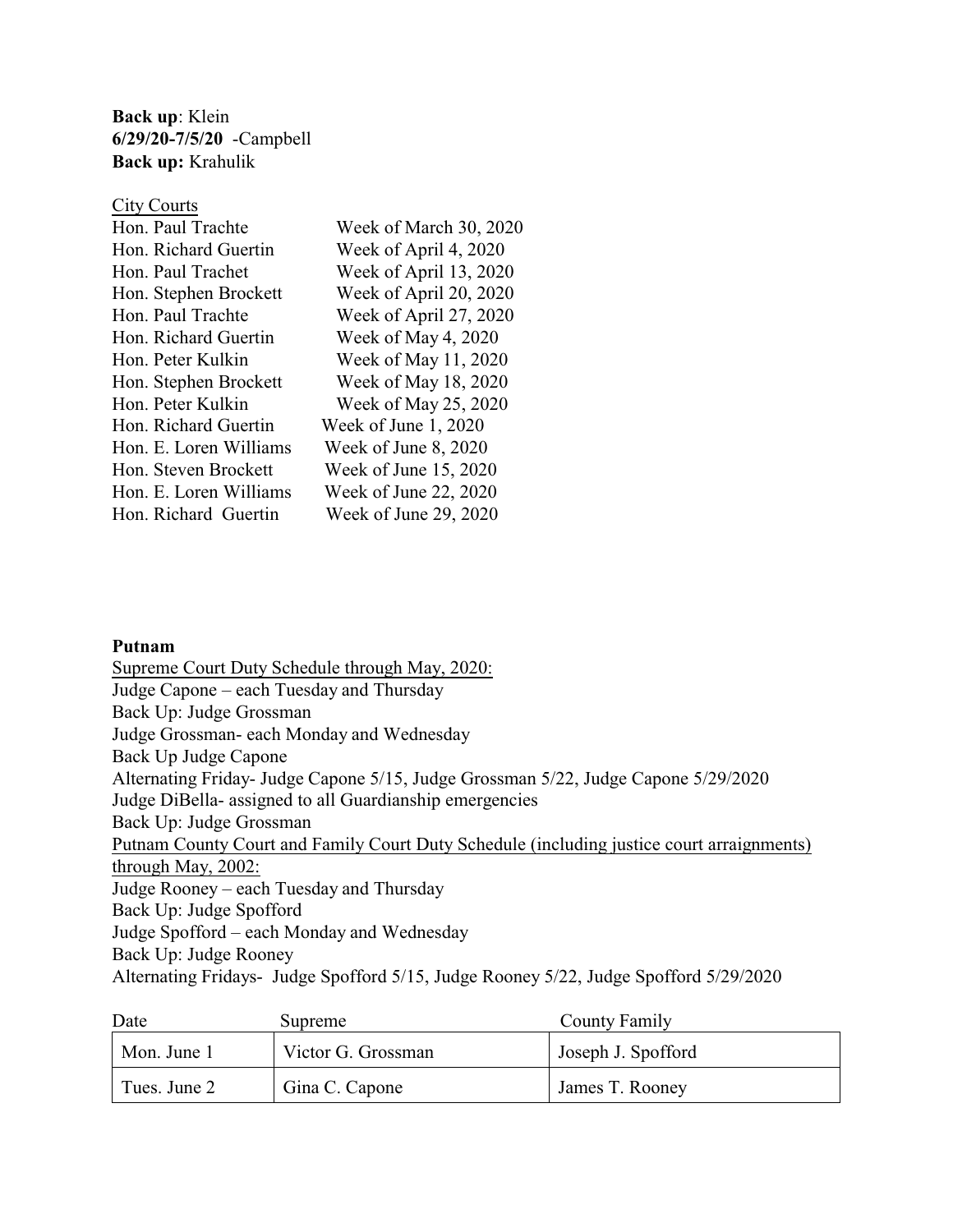**Back up**: Klein
**6/29/20-7/5/20** -Campbell
**Back up:** Krahulik

City Courts

| | |
|---|---|
| Hon. Paul Trachte | Week of March 30, 2020 |
| Hon. Richard Guertin | Week of April 4, 2020 |
| Hon. Paul Trachet | Week of April 13, 2020 |
| Hon. Stephen Brockett | Week of April 20, 2020 |
| Hon. Paul Trachte | Week of April 27, 2020 |
| Hon. Richard Guertin | Week of May 4, 2020 |
| Hon. Peter Kulkin | Week of May 11, 2020 |
| Hon. Stephen Brockett | Week of May 18, 2020 |
| Hon. Peter Kulkin | Week of May 25, 2020 |
| Hon. Richard Guertin | Week of June 1, 2020 |
| Hon. E. Loren Williams | Week of June 8, 2020 |
| Hon. Steven Brockett | Week of June 15, 2020 |
| Hon. E. Loren Williams | Week of June 22, 2020 |
| Hon. Richard Guertin | Week of June 29, 2020 |

**Putnam**

Supreme Court Duty Schedule through May, 2020:
Judge Capone – each Tuesday and Thursday
Back Up: Judge Grossman
Judge Grossman- each Monday and Wednesday
Back Up Judge Capone
Alternating Friday- Judge Capone 5/15, Judge Grossman 5/22, Judge Capone 5/29/2020
Judge DiBella- assigned to all Guardianship emergencies
Back Up: Judge Grossman
Putnam County Court and Family Court Duty Schedule (including justice court arraignments) through May, 2002:
Judge Rooney – each Tuesday and Thursday
Back Up: Judge Spofford
Judge Spofford – each Monday and Wednesday
Back Up: Judge Rooney
Alternating Fridays- Judge Spofford 5/15, Judge Rooney 5/22, Judge Spofford 5/29/2020

| Date | Supreme | County Family |
|---|---|---|
| Mon. June 1 | Victor G. Grossman | Joseph J. Spofford |
| Tues. June 2 | Gina C. Capone | James T. Rooney |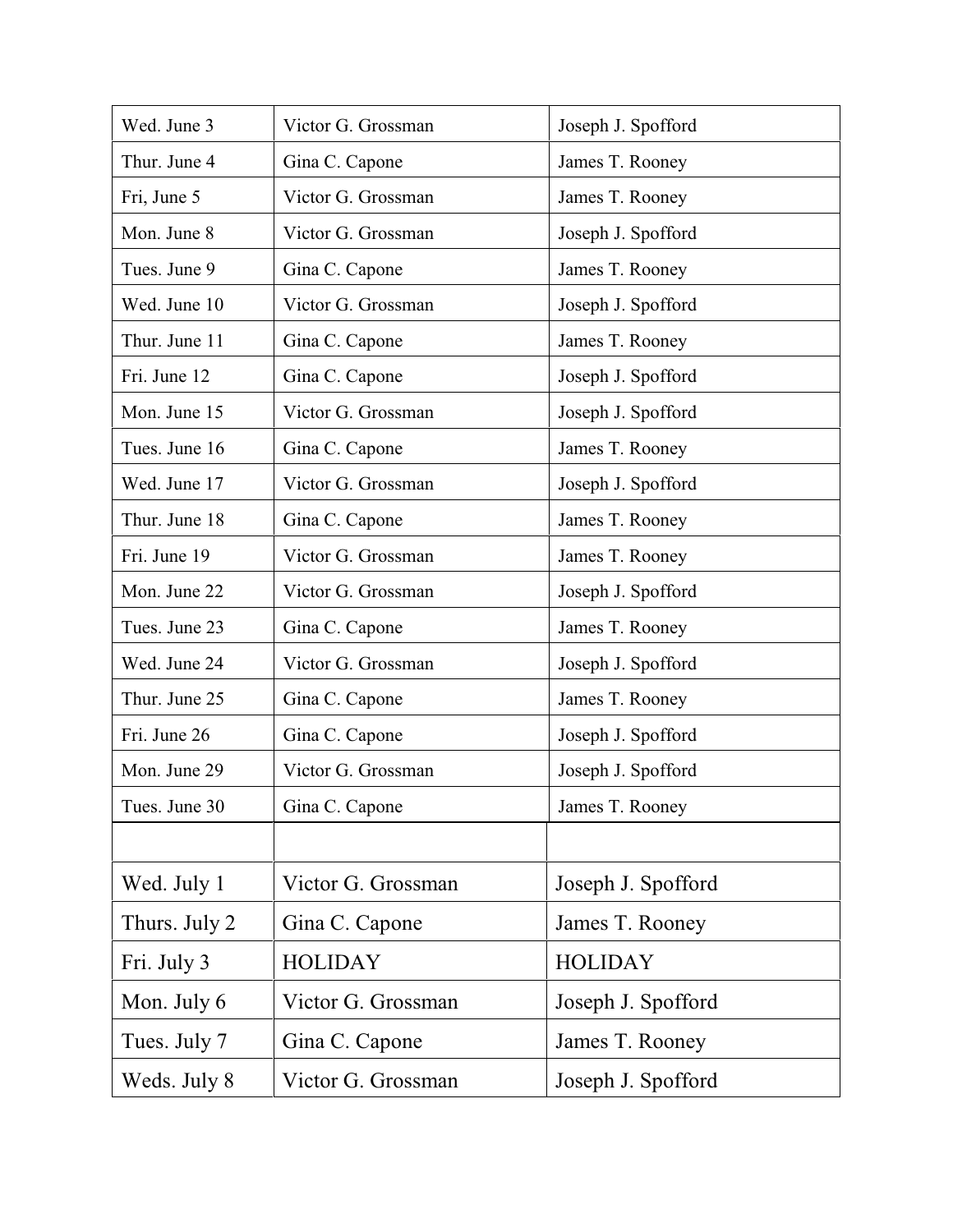| Wed. June 3 | Victor G. Grossman | Joseph J. Spofford |
|---|---|---|
| Thur. June 4 | Gina C. Capone | James T. Rooney |
| Fri, June 5 | Victor G. Grossman | James T. Rooney |
| Mon. June 8 | Victor G. Grossman | Joseph J. Spofford |
| Tues. June 9 | Gina C. Capone | James T. Rooney |
| Wed. June 10 | Victor G. Grossman | Joseph J. Spofford |
| Thur. June 11 | Gina C. Capone | James T. Rooney |
| Fri. June 12 | Gina C. Capone | Joseph J. Spofford |
| Mon. June 15 | Victor G. Grossman | Joseph J. Spofford |
| Tues. June 16 | Gina C. Capone | James T. Rooney |
| Wed. June 17 | Victor G. Grossman | Joseph J. Spofford |
| Thur. June 18 | Gina C. Capone | James T. Rooney |
| Fri. June 19 | Victor G. Grossman | James T. Rooney |
| Mon. June 22 | Victor G. Grossman | Joseph J. Spofford |
| Tues. June 23 | Gina C. Capone | James T. Rooney |
| Wed. June 24 | Victor G. Grossman | Joseph J. Spofford |
| Thur. June 25 | Gina C. Capone | James T. Rooney |
| Fri. June 26 | Gina C. Capone | Joseph J. Spofford |
| Mon. June 29 | Victor G. Grossman | Joseph J. Spofford |
| Tues. June 30 | Gina C. Capone | James T. Rooney |
| | | |
| Wed. July 1 | Victor G. Grossman | Joseph J. Spofford |
| Thurs. July 2 | Gina C. Capone | James T. Rooney |
| Fri. July 3 | HOLIDAY | HOLIDAY |
| Mon. July 6 | Victor G. Grossman | Joseph J. Spofford |
| Tues. July 7 | Gina C. Capone | James T. Rooney |
| Weds. July 8 | Victor G. Grossman | Joseph J. Spofford |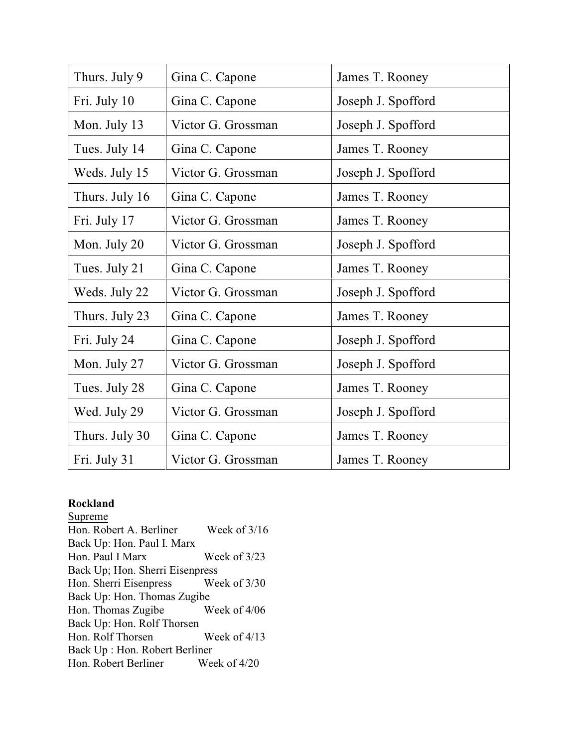| Thurs. July 9 | Gina C. Capone | James T. Rooney |
|---|---|---|
| Fri. July 10 | Gina C. Capone | Joseph J. Spofford |
| Mon. July 13 | Victor G. Grossman | Joseph J. Spofford |
| Tues. July 14 | Gina C. Capone | James T. Rooney |
| Weds. July 15 | Victor G. Grossman | Joseph J. Spofford |
| Thurs. July 16 | Gina C. Capone | James T. Rooney |
| Fri. July 17 | Victor G. Grossman | James T. Rooney |
| Mon. July 20 | Victor G. Grossman | Joseph J. Spofford |
| Tues. July 21 | Gina C. Capone | James T. Rooney |
| Weds. July 22 | Victor G. Grossman | Joseph J. Spofford |
| Thurs. July 23 | Gina C. Capone | James T. Rooney |
| Fri. July 24 | Gina C. Capone | Joseph J. Spofford |
| Mon. July 27 | Victor G. Grossman | Joseph J. Spofford |
| Tues. July 28 | Gina C. Capone | James T. Rooney |
| Wed. July 29 | Victor G. Grossman | Joseph J. Spofford |
| Thurs. July 30 | Gina C. Capone | James T. Rooney |
| Fri. July 31 | Victor G. Grossman | James T. Rooney |

**Rockland**

Supreme

Hon. Robert A. Berliner Week of 3/16
Back Up: Hon. Paul I. Marx
Hon. Paul I Marx Week of 3/23
Back Up; Hon. Sherri Eisenpress
Hon. Sherri Eisenpress Week of 3/30
Back Up: Hon. Thomas Zugibe
Hon. Thomas Zugibe Week of 4/06
Back Up: Hon. Rolf Thorsen
Hon. Rolf Thorsen Week of 4/13
Back Up : Hon. Robert Berliner
Hon. Robert Berliner Week of 4/20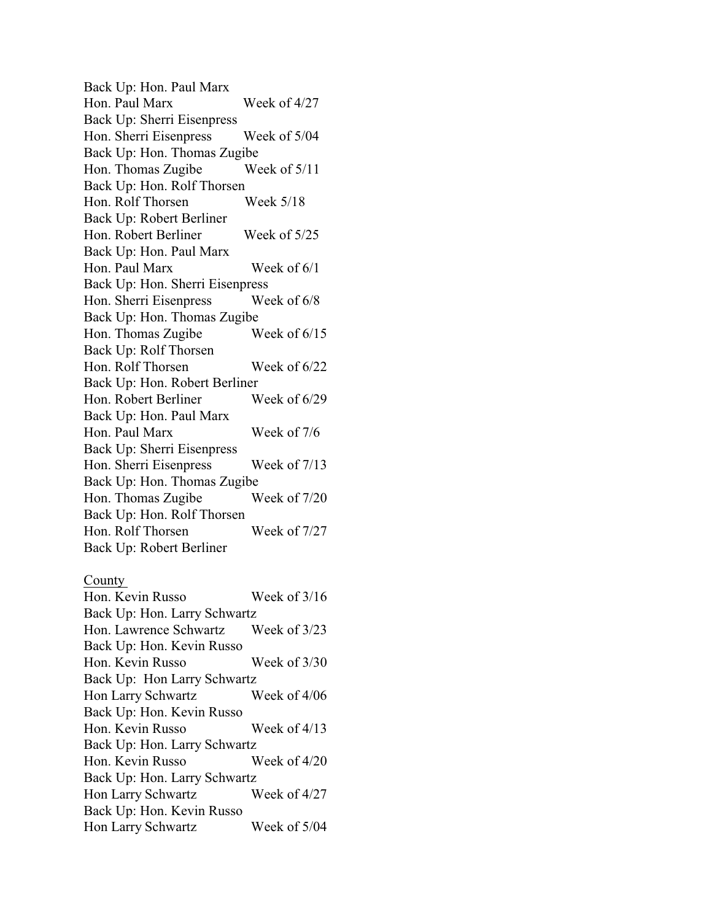Back Up: Hon. Paul Marx
Hon. Paul Marx Week of 4/27
Back Up: Sherri Eisenpress
Hon. Sherri Eisenpress Week of 5/04
Back Up: Hon. Thomas Zugibe
Hon. Thomas Zugibe Week of 5/11
Back Up: Hon. Rolf Thorsen
Hon. Rolf Thorsen Week 5/18
Back Up: Robert Berliner
Hon. Robert Berliner Week of 5/25
Back Up: Hon. Paul Marx
Hon. Paul Marx Week of 6/1
Back Up: Hon. Sherri Eisenpress
Hon. Sherri Eisenpress Week of 6/8
Back Up: Hon. Thomas Zugibe
Hon. Thomas Zugibe Week of 6/15
Back Up: Rolf Thorsen
Hon. Rolf Thorsen Week of 6/22
Back Up: Hon. Robert Berliner
Hon. Robert Berliner Week of 6/29
Back Up: Hon. Paul Marx
Hon. Paul Marx Week of 7/6
Back Up: Sherri Eisenpress
Hon. Sherri Eisenpress Week of 7/13
Back Up: Hon. Thomas Zugibe
Hon. Thomas Zugibe Week of 7/20
Back Up: Hon. Rolf Thorsen
Hon. Rolf Thorsen Week of 7/27
Back Up: Robert Berliner

County

Hon. Kevin Russo Week of 3/16
Back Up: Hon. Larry Schwartz
Hon. Lawrence Schwartz Week of 3/23
Back Up: Hon. Kevin Russo
Hon. Kevin Russo Week of 3/30
Back Up: Hon Larry Schwartz
Hon Larry Schwartz Week of 4/06
Back Up: Hon. Kevin Russo
Hon. Kevin Russo Week of 4/13
Back Up: Hon. Larry Schwartz
Hon. Kevin Russo Week of 4/20
Back Up: Hon. Larry Schwartz
Hon Larry Schwartz Week of 4/27
Back Up: Hon. Kevin Russo
Hon Larry Schwartz Week of 5/04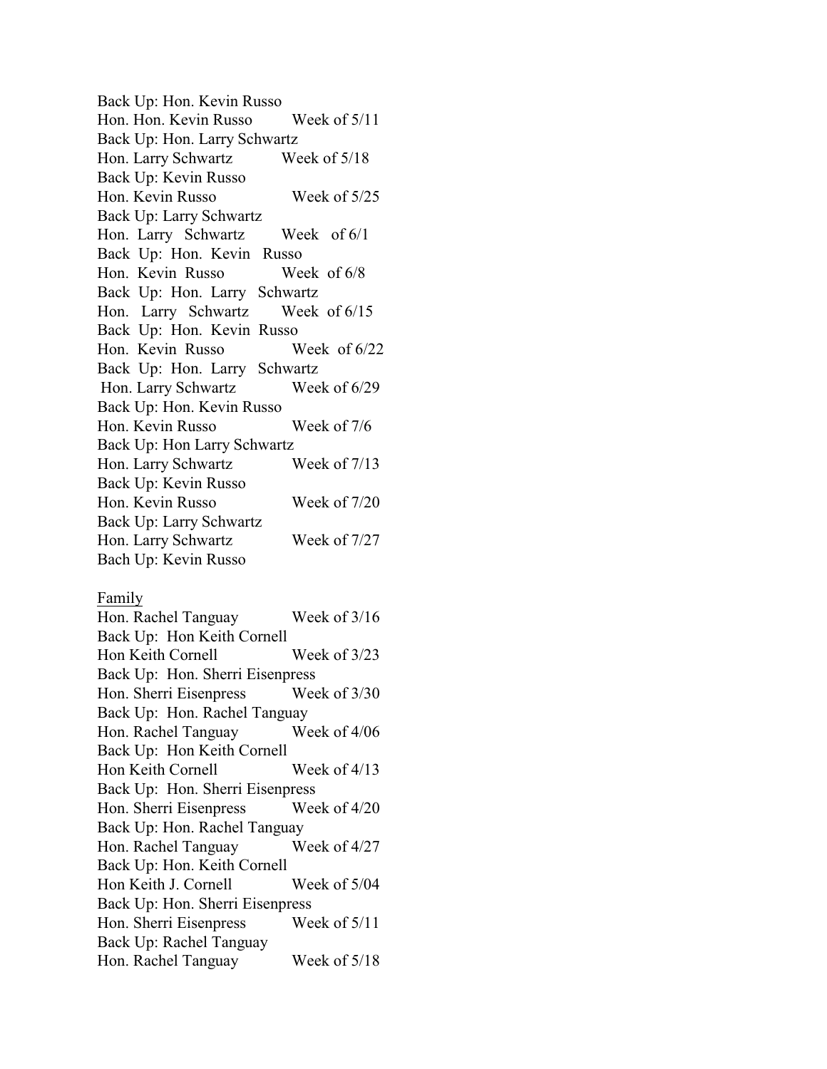Back Up: Hon. Kevin Russo
Hon. Hon. Kevin Russo Week of 5/11
Back Up: Hon. Larry Schwartz
Hon. Larry Schwartz Week of 5/18
Back Up: Kevin Russo
Hon. Kevin Russo Week of 5/25
Back Up: Larry Schwartz
Hon. Larry Schwartz Week of 6/1
Back Up: Hon. Kevin Russo
Hon. Kevin Russo Week of 6/8
Back Up: Hon. Larry Schwartz
Hon. Larry Schwartz Week of 6/15
Back Up: Hon. Kevin Russo
Hon. Kevin Russo Week of 6/22
Back Up: Hon. Larry Schwartz
Hon. Larry Schwartz Week of 6/29
Back Up: Hon. Kevin Russo
Hon. Kevin Russo Week of 7/6
Back Up: Hon Larry Schwartz
Hon. Larry Schwartz Week of 7/13
Back Up: Kevin Russo
Hon. Kevin Russo Week of 7/20
Back Up: Larry Schwartz
Hon. Larry Schwartz Week of 7/27
Bach Up: Kevin Russo

Family
Hon. Rachel Tanguay Week of 3/16
Back Up: Hon Keith Cornell
Hon Keith Cornell Week of 3/23
Back Up: Hon. Sherri Eisenpress
Hon. Sherri Eisenpress Week of 3/30
Back Up: Hon. Rachel Tanguay
Hon. Rachel Tanguay Week of 4/06
Back Up: Hon Keith Cornell
Hon Keith Cornell Week of 4/13
Back Up: Hon. Sherri Eisenpress
Hon. Sherri Eisenpress Week of 4/20
Back Up: Hon. Rachel Tanguay
Hon. Rachel Tanguay Week of 4/27
Back Up: Hon. Keith Cornell
Hon Keith J. Cornell Week of 5/04
Back Up: Hon. Sherri Eisenpress
Hon. Sherri Eisenpress Week of 5/11
Back Up: Rachel Tanguay
Hon. Rachel Tanguay Week of 5/18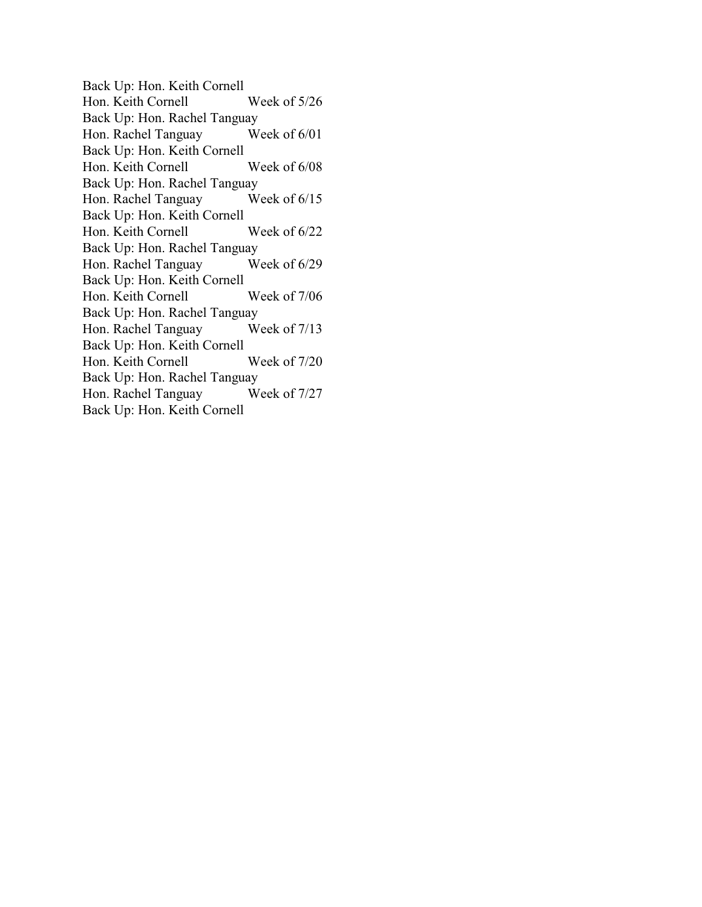Back Up: Hon. Keith Cornell

Hon. Keith Cornell Week of 5/26

Back Up: Hon. Rachel Tanguay

Hon. Rachel Tanguay Week of 6/01

Back Up: Hon. Keith Cornell

Hon. Keith Cornell Week of 6/08

Back Up: Hon. Rachel Tanguay

Hon. Rachel Tanguay Week of 6/15

Back Up: Hon. Keith Cornell

Hon. Keith Cornell Week of 6/22

Back Up: Hon. Rachel Tanguay

Hon. Rachel Tanguay Week of 6/29

Back Up: Hon. Keith Cornell

Hon. Keith Cornell Week of 7/06

Back Up: Hon. Rachel Tanguay

Hon. Rachel Tanguay Week of 7/13

Back Up: Hon. Keith Cornell

Hon. Keith Cornell Week of 7/20

Back Up: Hon. Rachel Tanguay

Hon. Rachel Tanguay Week of 7/27

Back Up: Hon. Keith Cornell